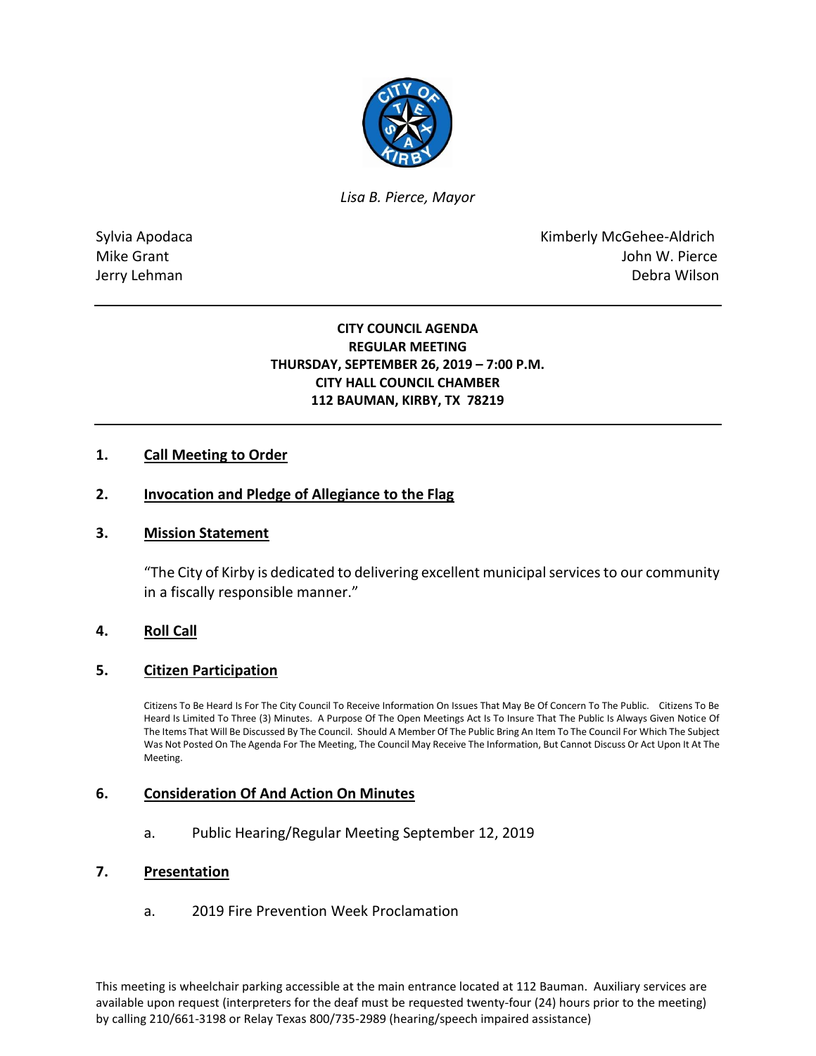*Lisa B. Pierce, Mayor*

Sylvia Apodaca
Mike Grant
Jerry Lehman

Kimberly McGehee-Aldrich
John W. Pierce
Debra Wilson

---

**CITY COUNCIL AGENDA**
**REGULAR MEETING**
**THURSDAY, SEPTEMBER 26, 2019 – 7:00 P.M.**
**CITY HALL COUNCIL CHAMBER**
**112 BAUMAN, KIRBY, TX 78219**

---

## 1. Call Meeting to Order

## 2. Invocation and Pledge of Allegiance to the Flag

## 3. Mission Statement

"The City of Kirby is dedicated to delivering excellent municipal services to our community in a fiscally responsible manner."

## 4. Roll Call

## 5. Citizen Participation

Citizens To Be Heard Is For The City Council To Receive Information On Issues That May Be Of Concern To The Public. Citizens To Be Heard Is Limited To Three (3) Minutes. A Purpose Of The Open Meetings Act Is To Insure That The Public Is Always Given Notice Of The Items That Will Be Discussed By The Council. Should A Member Of The Public Bring An Item To The Council For Which The Subject Was Not Posted On The Agenda For The Meeting, The Council May Receive The Information, But Cannot Discuss Or Act Upon It At The Meeting.

## 6. Consideration Of And Action On Minutes

a. Public Hearing/Regular Meeting September 12, 2019

## 7. Presentation

a. 2019 Fire Prevention Week Proclamation

This meeting is wheelchair parking accessible at the main entrance located at 112 Bauman. Auxiliary services are available upon request (interpreters for the deaf must be requested twenty-four (24) hours prior to the meeting) by calling 210/661-3198 or Relay Texas 800/735-2989 (hearing/speech impaired assistance)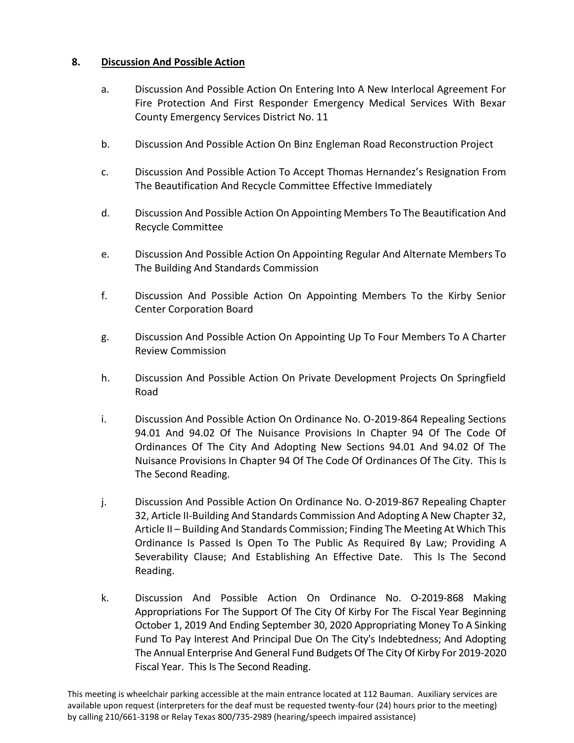## 8. **Discussion And Possible Action**

a. Discussion And Possible Action On Entering Into A New Interlocal Agreement For Fire Protection And First Responder Emergency Medical Services With Bexar County Emergency Services District No. 11

b. Discussion And Possible Action On Binz Engleman Road Reconstruction Project

c. Discussion And Possible Action To Accept Thomas Hernandez's Resignation From The Beautification And Recycle Committee Effective Immediately

d. Discussion And Possible Action On Appointing Members To The Beautification And Recycle Committee

e. Discussion And Possible Action On Appointing Regular And Alternate Members To The Building And Standards Commission

f. Discussion And Possible Action On Appointing Members To the Kirby Senior Center Corporation Board

g. Discussion And Possible Action On Appointing Up To Four Members To A Charter Review Commission

h. Discussion And Possible Action On Private Development Projects On Springfield Road

i. Discussion And Possible Action On Ordinance No. O-2019-864 Repealing Sections 94.01 And 94.02 Of The Nuisance Provisions In Chapter 94 Of The Code Of Ordinances Of The City And Adopting New Sections 94.01 And 94.02 Of The Nuisance Provisions In Chapter 94 Of The Code Of Ordinances Of The City. This Is The Second Reading.

j. Discussion And Possible Action On Ordinance No. O-2019-867 Repealing Chapter 32, Article II-Building And Standards Commission And Adopting A New Chapter 32, Article II – Building And Standards Commission; Finding The Meeting At Which This Ordinance Is Passed Is Open To The Public As Required By Law; Providing A Severability Clause; And Establishing An Effective Date. This Is The Second Reading.

k. Discussion And Possible Action On Ordinance No. O-2019-868 Making Appropriations For The Support Of The City Of Kirby For The Fiscal Year Beginning October 1, 2019 And Ending September 30, 2020 Appropriating Money To A Sinking Fund To Pay Interest And Principal Due On The City's Indebtedness; And Adopting The Annual Enterprise And General Fund Budgets Of The City Of Kirby For 2019-2020 Fiscal Year. This Is The Second Reading.

This meeting is wheelchair parking accessible at the main entrance located at 112 Bauman. Auxiliary services are available upon request (interpreters for the deaf must be requested twenty-four (24) hours prior to the meeting) by calling 210/661-3198 or Relay Texas 800/735-2989 (hearing/speech impaired assistance)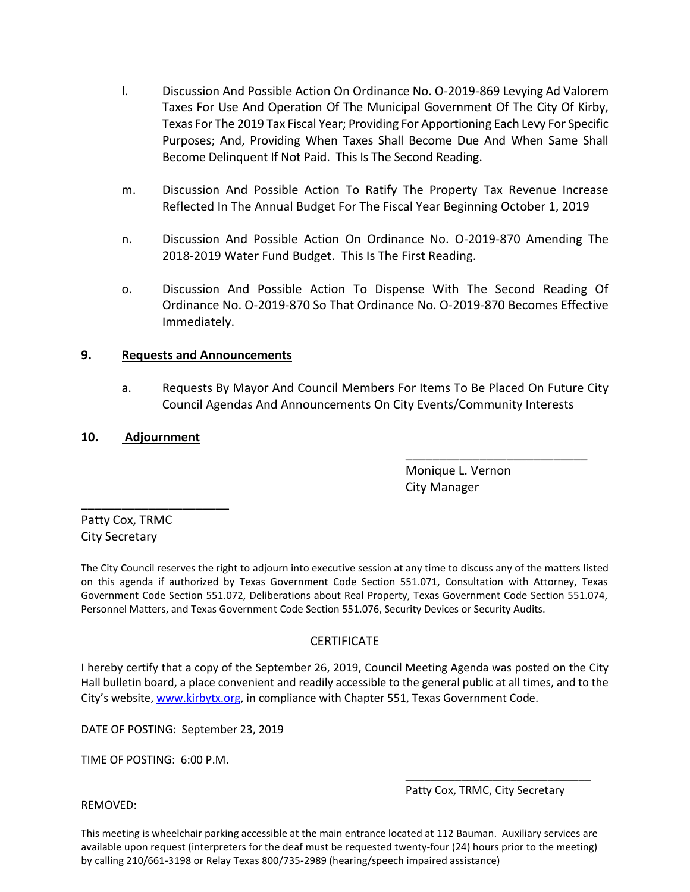l. Discussion And Possible Action On Ordinance No. O-2019-869 Levying Ad Valorem Taxes For Use And Operation Of The Municipal Government Of The City Of Kirby, Texas For The 2019 Tax Fiscal Year; Providing For Apportioning Each Levy For Specific Purposes; And, Providing When Taxes Shall Become Due And When Same Shall Become Delinquent If Not Paid. This Is The Second Reading.

m. Discussion And Possible Action To Ratify The Property Tax Revenue Increase Reflected In The Annual Budget For The Fiscal Year Beginning October 1, 2019

n. Discussion And Possible Action On Ordinance No. O-2019-870 Amending The 2018-2019 Water Fund Budget. This Is The First Reading.

o. Discussion And Possible Action To Dispense With The Second Reading Of Ordinance No. O-2019-870 So That Ordinance No. O-2019-870 Becomes Effective Immediately.

**9. <u>Requests and Announcements</u>**

a. Requests By Mayor And Council Members For Items To Be Placed On Future City Council Agendas And Announcements On City Events/Community Interests

**10. <u>Adjournment</u>**

___________________________
Monique L. Vernon
City Manager

______________________
Patty Cox, TRMC
City Secretary

The City Council reserves the right to adjourn into executive session at any time to discuss any of the matters listed on this agenda if authorized by Texas Government Code Section 551.071, Consultation with Attorney, Texas Government Code Section 551.072, Deliberations about Real Property, Texas Government Code Section 551.074, Personnel Matters, and Texas Government Code Section 551.076, Security Devices or Security Audits.

CERTIFICATE

I hereby certify that a copy of the September 26, 2019, Council Meeting Agenda was posted on the City Hall bulletin board, a place convenient and readily accessible to the general public at all times, and to the City's website, www.kirbytx.org, in compliance with Chapter 551, Texas Government Code.

DATE OF POSTING: September 23, 2019

TIME OF POSTING: 6:00 P.M.

____________________________
Patty Cox, TRMC, City Secretary

REMOVED:

This meeting is wheelchair parking accessible at the main entrance located at 112 Bauman. Auxiliary services are available upon request (interpreters for the deaf must be requested twenty-four (24) hours prior to the meeting) by calling 210/661-3198 or Relay Texas 800/735-2989 (hearing/speech impaired assistance)